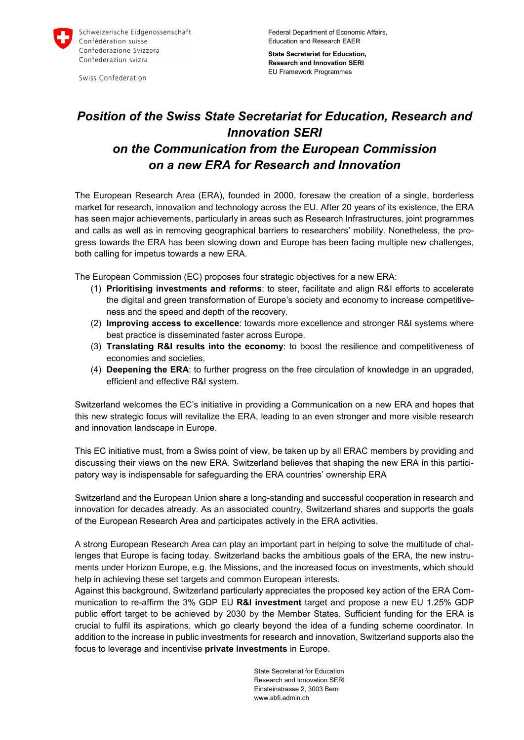Schweizerische Eidgenossenschaft
Confédération suisse
Confederazione Svizzera
Confederaziun svizra

Swiss Confederation

Federal Department of Economic Affairs, Education and Research EAER

**State Secretariat for Education, Research and Innovation SERI**
EU Framework Programmes

# *Position of the Swiss State Secretariat for Education, Research and Innovation SERI on the Communication from the European Commission on a new ERA for Research and Innovation*

The European Research Area (ERA), founded in 2000, foresaw the creation of a single, borderless market for research, innovation and technology across the EU. After 20 years of its existence, the ERA has seen major achievements, particularly in areas such as Research Infrastructures, joint programmes and calls as well as in removing geographical barriers to researchers' mobility. Nonetheless, the progress towards the ERA has been slowing down and Europe has been facing multiple new challenges, both calling for impetus towards a new ERA.

The European Commission (EC) proposes four strategic objectives for a new ERA:

1. **Prioritising investments and reforms**: to steer, facilitate and align R&I efforts to accelerate the digital and green transformation of Europe's society and economy to increase competitiveness and the speed and depth of the recovery.
2. **Improving access to excellence**: towards more excellence and stronger R&I systems where best practice is disseminated faster across Europe.
3. **Translating R&I results into the economy**: to boost the resilience and competitiveness of economies and societies.
4. **Deepening the ERA**: to further progress on the free circulation of knowledge in an upgraded, efficient and effective R&I system.

Switzerland welcomes the EC's initiative in providing a Communication on a new ERA and hopes that this new strategic focus will revitalize the ERA, leading to an even stronger and more visible research and innovation landscape in Europe.

This EC initiative must, from a Swiss point of view, be taken up by all ERAC members by providing and discussing their views on the new ERA. Switzerland believes that shaping the new ERA in this participatory way is indispensable for safeguarding the ERA countries' ownership ERA

Switzerland and the European Union share a long-standing and successful cooperation in research and innovation for decades already. As an associated country, Switzerland shares and supports the goals of the European Research Area and participates actively in the ERA activities.

A strong European Research Area can play an important part in helping to solve the multitude of challenges that Europe is facing today. Switzerland backs the ambitious goals of the ERA, the new instruments under Horizon Europe, e.g. the Missions, and the increased focus on investments, which should help in achieving these set targets and common European interests.
Against this background, Switzerland particularly appreciates the proposed key action of the ERA Communication to re-affirm the 3% GDP EU **R&I investment** target and propose a new EU 1.25% GDP public effort target to be achieved by 2030 by the Member States. Sufficient funding for the ERA is crucial to fulfil its aspirations, which go clearly beyond the idea of a funding scheme coordinator. In addition to the increase in public investments for research and innovation, Switzerland supports also the focus to leverage and incentivise **private investments** in Europe.

State Secretariat for Education
Research and Innovation SERI
Einsteinstrasse 2, 3003 Bern
www.sbfi.admin.ch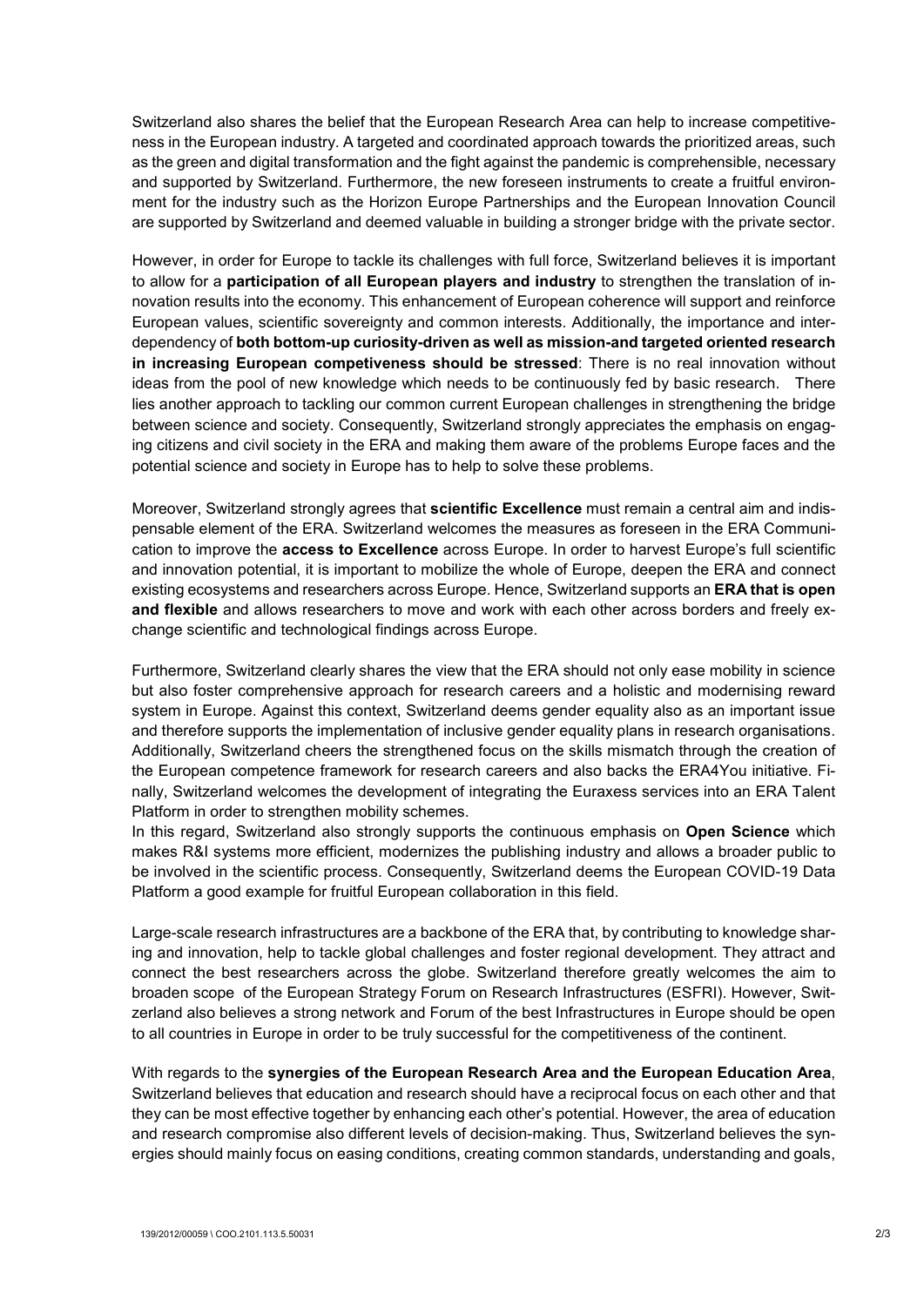Switzerland also shares the belief that the European Research Area can help to increase competitiveness in the European industry. A targeted and coordinated approach towards the prioritized areas, such as the green and digital transformation and the fight against the pandemic is comprehensible, necessary and supported by Switzerland. Furthermore, the new foreseen instruments to create a fruitful environment for the industry such as the Horizon Europe Partnerships and the European Innovation Council are supported by Switzerland and deemed valuable in building a stronger bridge with the private sector.

However, in order for Europe to tackle its challenges with full force, Switzerland believes it is important to allow for a **participation of all European players and industry** to strengthen the translation of innovation results into the economy. This enhancement of European coherence will support and reinforce European values, scientific sovereignty and common interests. Additionally, the importance and interdependency of **both bottom-up curiosity-driven as well as mission-and targeted oriented research in increasing European competiveness should be stressed**: There is no real innovation without ideas from the pool of new knowledge which needs to be continuously fed by basic research. There lies another approach to tackling our common current European challenges in strengthening the bridge between science and society. Consequently, Switzerland strongly appreciates the emphasis on engaging citizens and civil society in the ERA and making them aware of the problems Europe faces and the potential science and society in Europe has to help to solve these problems.

Moreover, Switzerland strongly agrees that **scientific Excellence** must remain a central aim and indispensable element of the ERA. Switzerland welcomes the measures as foreseen in the ERA Communication to improve the **access to Excellence** across Europe. In order to harvest Europe's full scientific and innovation potential, it is important to mobilize the whole of Europe, deepen the ERA and connect existing ecosystems and researchers across Europe. Hence, Switzerland supports an **ERA that is open and flexible** and allows researchers to move and work with each other across borders and freely exchange scientific and technological findings across Europe.

Furthermore, Switzerland clearly shares the view that the ERA should not only ease mobility in science but also foster comprehensive approach for research careers and a holistic and modernising reward system in Europe. Against this context, Switzerland deems gender equality also as an important issue and therefore supports the implementation of inclusive gender equality plans in research organisations. Additionally, Switzerland cheers the strengthened focus on the skills mismatch through the creation of the European competence framework for research careers and also backs the ERA4You initiative. Finally, Switzerland welcomes the development of integrating the Euraxess services into an ERA Talent Platform in order to strengthen mobility schemes.
In this regard, Switzerland also strongly supports the continuous emphasis on **Open Science** which makes R&I systems more efficient, modernizes the publishing industry and allows a broader public to be involved in the scientific process. Consequently, Switzerland deems the European COVID-19 Data Platform a good example for fruitful European collaboration in this field.

Large-scale research infrastructures are a backbone of the ERA that, by contributing to knowledge sharing and innovation, help to tackle global challenges and foster regional development. They attract and connect the best researchers across the globe. Switzerland therefore greatly welcomes the aim to broaden scope of the European Strategy Forum on Research Infrastructures (ESFRI). However, Switzerland also believes a strong network and Forum of the best Infrastructures in Europe should be open to all countries in Europe in order to be truly successful for the competitiveness of the continent.

With regards to the **synergies of the European Research Area and the European Education Area**, Switzerland believes that education and research should have a reciprocal focus on each other and that they can be most effective together by enhancing each other's potential. However, the area of education and research compromise also different levels of decision-making. Thus, Switzerland believes the synergies should mainly focus on easing conditions, creating common standards, understanding and goals,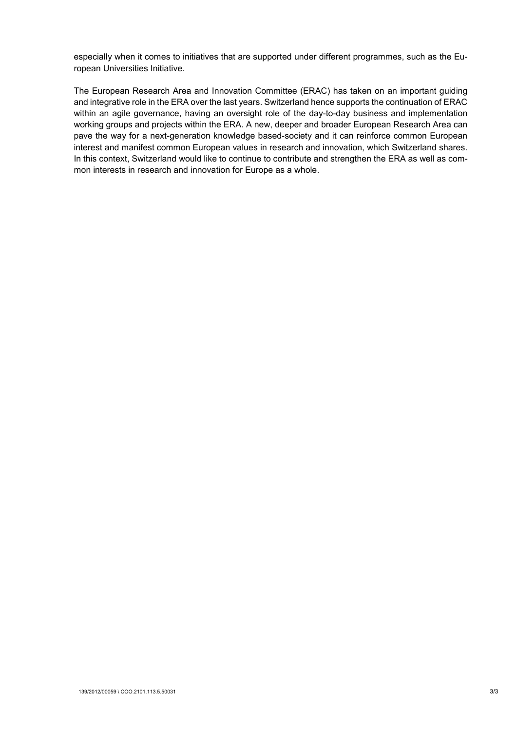especially when it comes to initiatives that are supported under different programmes, such as the European Universities Initiative.

The European Research Area and Innovation Committee (ERAC) has taken on an important guiding and integrative role in the ERA over the last years. Switzerland hence supports the continuation of ERAC within an agile governance, having an oversight role of the day-to-day business and implementation working groups and projects within the ERA. A new, deeper and broader European Research Area can pave the way for a next-generation knowledge based-society and it can reinforce common European interest and manifest common European values in research and innovation, which Switzerland shares. In this context, Switzerland would like to continue to contribute and strengthen the ERA as well as common interests in research and innovation for Europe as a whole.